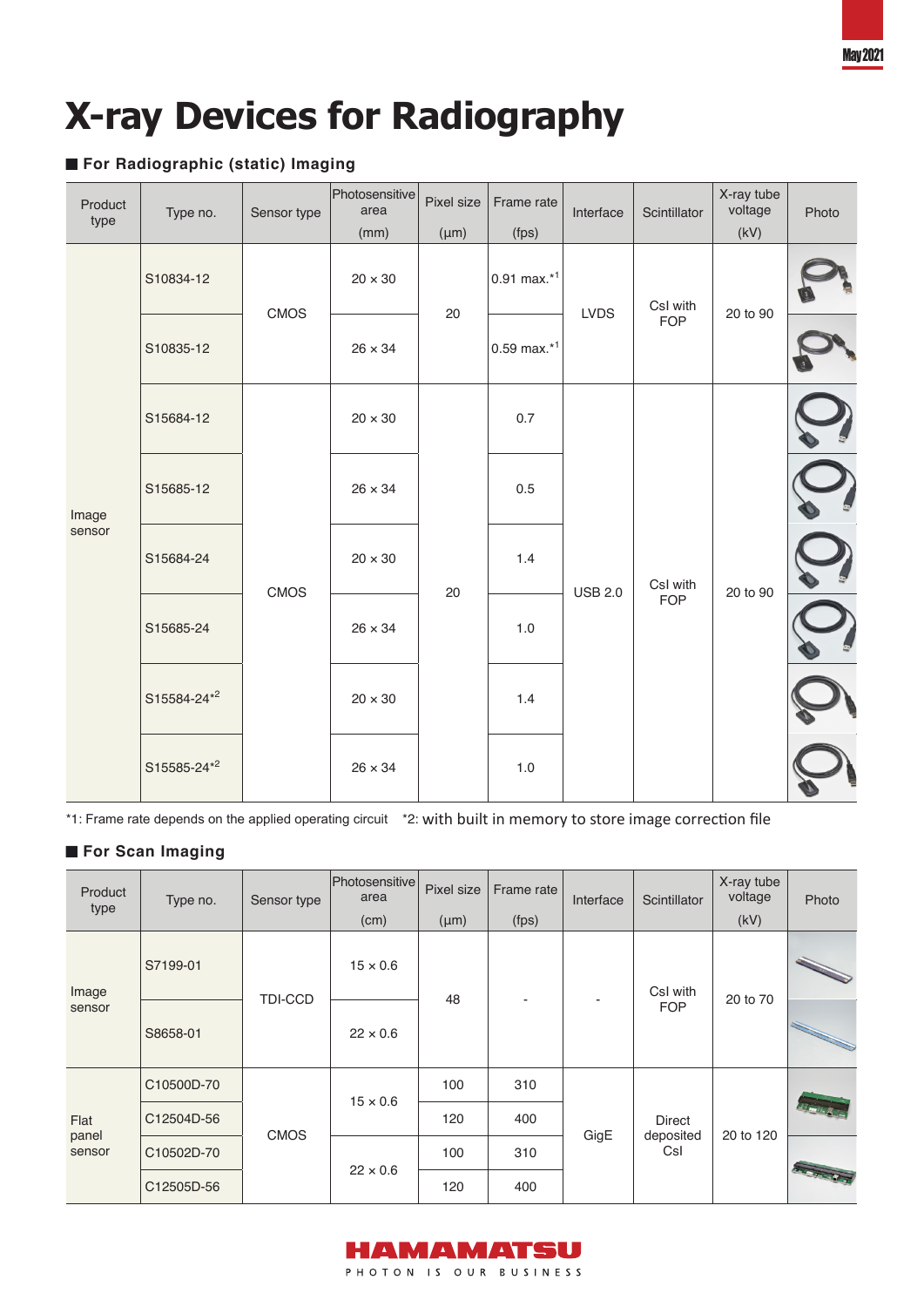# X-ray Devices for Radiography

## For Radiographic (static) Imaging

| Product type | Type no. | Sensor type | Photosensitive area (mm) | Pixel size (μm) | Frame rate (fps) | Interface | Scintillator | X-ray tube voltage (kV) | Photo |
|---|---|---|---|---|---|---|---|---|---|
| Image sensor | S10834-12 | CMOS | 20 × 30 | 20 | 0.91 max.*1 | LVDS | CsI with FOP | 20 to 90 | |
| | S10835-12 | | 26 × 34 | | 0.59 max.*1 | | | | |
| | S15684-12 | CMOS | 20 × 30 | 20 | 0.7 | USB 2.0 | CsI with FOP | 20 to 90 | |
| | S15685-12 | | 26 × 34 | | 0.5 | | | | |
| | S15684-24 | | 20 × 30 | | 1.4 | | | | |
| | S15685-24 | | 26 × 34 | | 1.0 | | | | |
| | S15584-24*2 | | 20 × 30 | | 1.4 | | | | |
| | S15585-24*2 | | 26 × 34 | | 1.0 | | | | |

*1: Frame rate depends on the applied operating circuit  *2: with built in memory to store image correction file

## For Scan Imaging

| Product type | Type no. | Sensor type | Photosensitive area (cm) | Pixel size (μm) | Frame rate (fps) | Interface | Scintillator | X-ray tube voltage (kV) | Photo |
|---|---|---|---|---|---|---|---|---|---|
| Image sensor | S7199-01 | TDI-CCD | 15 × 0.6 | 48 | - | - | CsI with FOP | 20 to 70 | |
| | S8658-01 | | 22 × 0.6 | | | | | | |
| Flat panel sensor | C10500D-70 | CMOS | 15 × 0.6 | 100 | 310 | GigE | Direct deposited CsI | 20 to 120 | |
| | C12504D-56 | | | 120 | 400 | | | | |
| | C10502D-70 | | 22 × 0.6 | 100 | 310 | | | | |
| | C12505D-56 | | | 120 | 400 | | | | |

HAMAMATSU
PHOTON IS OUR BUSINESS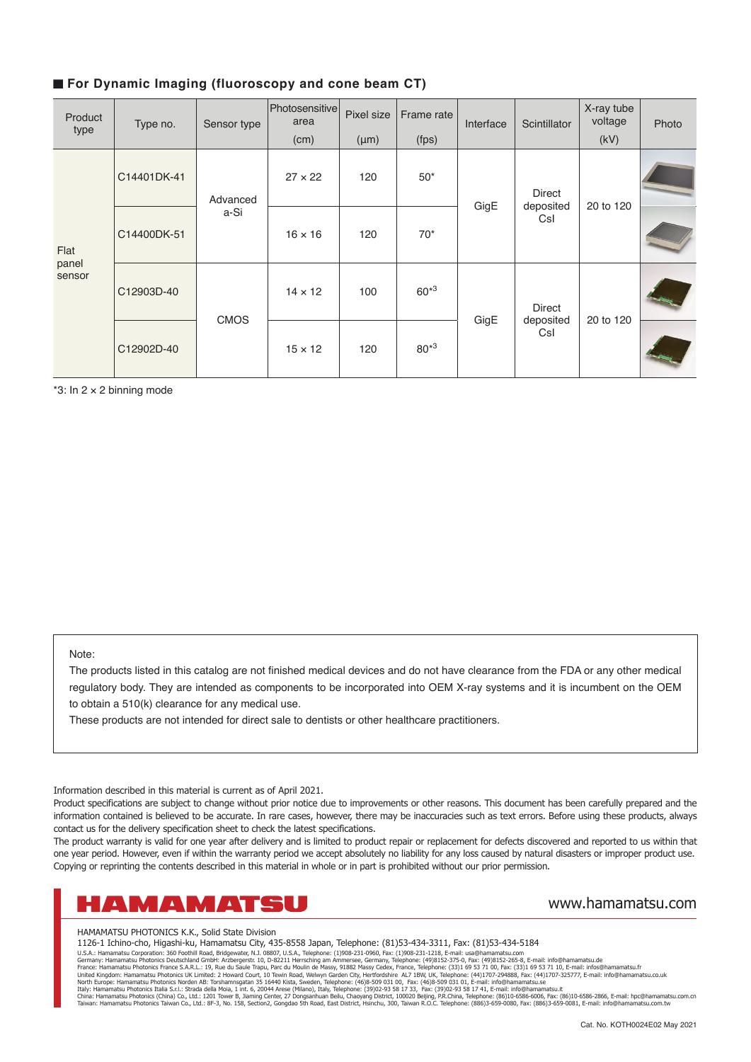## ■ For Dynamic Imaging (fluoroscopy and cone beam CT)

| Product type | Type no. | Sensor type | Photosensitive area (cm) | Pixel size (μm) | Frame rate (fps) | Interface | Scintillator | X-ray tube voltage (kV) | Photo |
|---|---|---|---|---|---|---|---|---|---|
| Flat panel sensor | C14401DK-41 | Advanced a-Si | 27 × 22 | 120 | 50* | GigE | Direct deposited CsI | 20 to 120 | |
| | C14400DK-51 | | 16 × 16 | 120 | 70* | | | | |
| | C12903D-40 | CMOS | 14 × 12 | 100 | 60*3 | GigE | Direct deposited CsI | 20 to 120 | |
| | C12902D-40 | | 15 × 12 | 120 | 80*3 | | | | |

*3: In 2 × 2 binning mode

Note:
The products listed in this catalog are not finished medical devices and do not have clearance from the FDA or any other medical regulatory body. They are intended as components to be incorporated into OEM X-ray systems and it is incumbent on the OEM to obtain a 510(k) clearance for any medical use.
These products are not intended for direct sale to dentists or other healthcare practitioners.

Information described in this material is current as of April 2021.
Product specifications are subject to change without prior notice due to improvements or other reasons. This document has been carefully prepared and the information contained is believed to be accurate. In rare cases, however, there may be inaccuracies such as text errors. Before using these products, always contact us for the delivery specification sheet to check the latest specifications.
The product warranty is valid for one year after delivery and is limited to product repair or replacement for defects discovered and reported to us within that one year period. However, even if within the warranty period we accept absolutely no liability for any loss caused by natural disasters or improper product use.
Copying or reprinting the contents described in this material in whole or in part is prohibited without our prior permission.

**HAMAMATSU**

www.hamamatsu.com

HAMAMATSU PHOTONICS K.K., Solid State Division
1126-1 Ichino-cho, Higashi-ku, Hamamatsu City, 435-8558 Japan, Telephone: (81)53-434-3311, Fax: (81)53-434-5184
U.S.A.: Hamamatsu Corporation: 360 Foothill Road, Bridgewater, N.J. 08807, U.S.A., Telephone: (1)908-231-0960, Fax: (1)908-231-1218, E-mail: usa@hamamatsu.com
Germany: Hamamatsu Photonics Deutschland GmbH: Arzbergerstr. 10, D-82211 Herrsching am Ammersee, Germany, Telephone: (49)8152-375-0, Fax: (49)8152-265-8, E-mail: info@hamamatsu.de
France: Hamamatsu Photonics France S.A.R.L.: 19, Rue du Saule Trapu, Parc du Moulin de Massy, 91882 Massy Cedex, France, Telephone: (33)1 69 53 71 00, Fax: (33)1 69 53 71 10, E-mail: infos@hamamatsu.fr
United Kingdom: Hamamatsu Photonics UK Limited: 2 Howard Court, 10 Tewin Road, Welwyn Garden City, Hertfordshire AL7 1BW, UK, Telephone: (44)1707-294888, Fax: (44)1707-325777, E-mail: info@hamamatsu.co.uk
North Europe: Hamamatsu Photonics Norden AB: Torshamnsgatan 35 16440 Kista, Sweden, Telephone: (46)8-509 031 00, Fax: (46)8-509 031 01, E-mail: info@hamamatsu.se
Italy: Hamamatsu Photonics Italia S.r.l.: Strada della Moia, 1 int. 6, 20044 Arese (Milano), Italy, Telephone: (39)02-93 58 17 33, Fax: (39)02-93 58 17 41, E-mail: info@hamamatsu.it
China: Hamamatsu Photonics (China) Co., Ltd.: 1201 Tower B, Jiaming Center, 27 Dongsanhuan Beilu, Chaoyang District, 100020 Beijing, P.R.China, Telephone: (86)10-6586-6006, Fax: (86)10-6586-2866, E-mail: hpc@hamamatsu.com.cn
Taiwan: Hamamatsu Photonics Taiwan Co., Ltd.: 8F-3, No. 158, Section2, Gongdao 5th Road, East District, Hsinchu, 300, Taiwan R.O.C. Telephone: (886)3-659-0080, Fax: (886)3-659-0081, E-mail: info@hamamatsu.com.tw

Cat. No. KOTH0024E02 May 2021